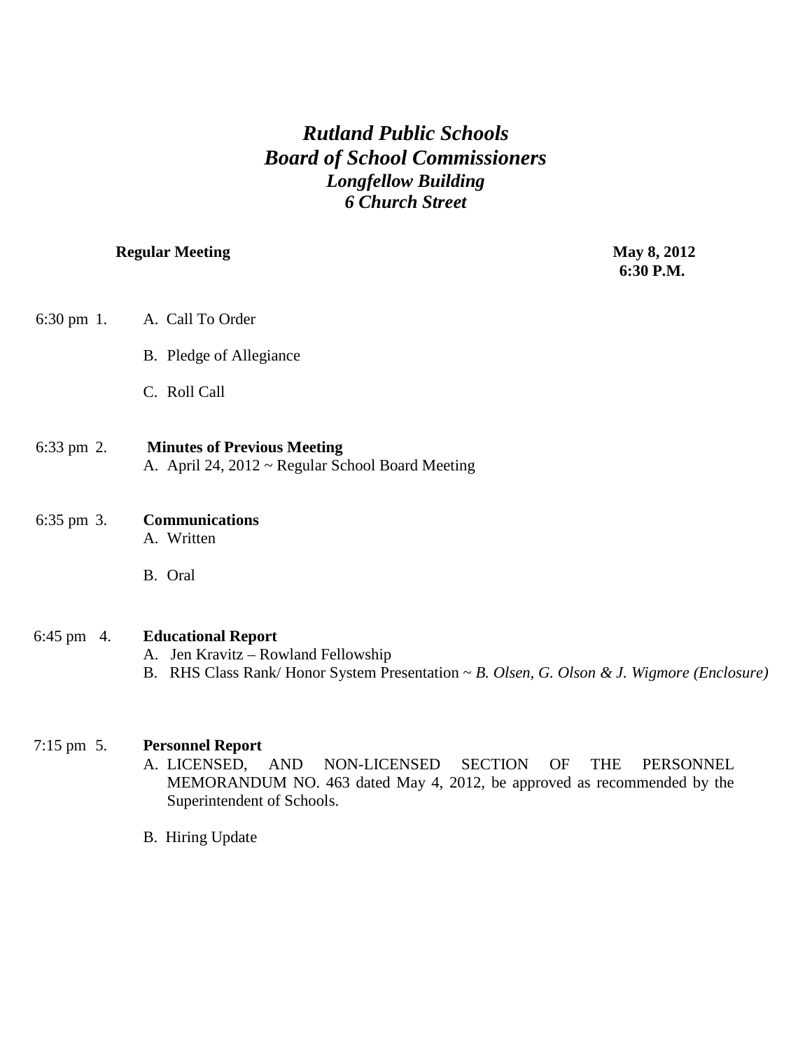# *Rutland Public Schools*
# *Board of School Commissioners*
### *Longfellow Building*
### *6 Church Street*

**Regular Meeting** **May 8, 2012**
**6:30 P.M.**

6:30 pm 1. A. Call To Order

B. Pledge of Allegiance

C. Roll Call

6:33 pm 2. **Minutes of Previous Meeting**
A. April 24, 2012 ~ Regular School Board Meeting

6:35 pm 3. **Communications**
A. Written

B. Oral

6:45 pm 4. **Educational Report**
A. Jen Kravitz – Rowland Fellowship
B. RHS Class Rank/ Honor System Presentation ~ *B. Olsen, G. Olson & J. Wigmore (Enclosure)*

7:15 pm 5. **Personnel Report**
A. LICENSED, AND NON-LICENSED SECTION OF THE PERSONNEL MEMORANDUM NO. 463 dated May 4, 2012, be approved as recommended by the Superintendent of Schools.

B. Hiring Update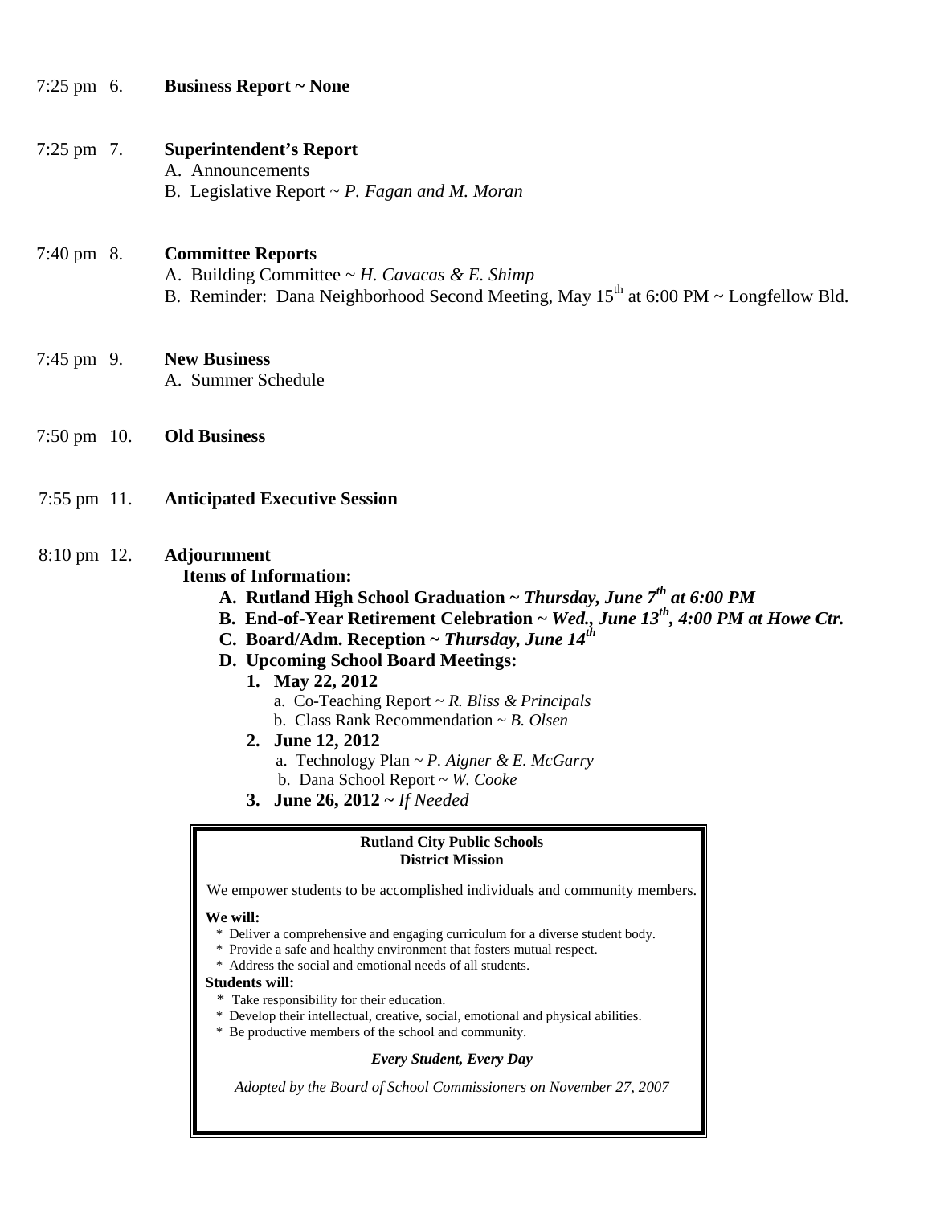7:25 pm 6. **Business Report ~ None**

7:25 pm 7. **Superintendent's Report**

A. Announcements

B. Legislative Report ~ *P. Fagan and M. Moran*

7:40 pm 8. **Committee Reports**

A. Building Committee ~ *H. Cavacas & E. Shimp*

B. Reminder: Dana Neighborhood Second Meeting, May 15th at 6:00 PM ~ Longfellow Bld.

7:45 pm 9. **New Business**

A. Summer Schedule

7:50 pm 10. **Old Business**

7:55 pm 11. **Anticipated Executive Session**

8:10 pm 12. **Adjournment**

**Items of Information:**

- **A. Rutland High School Graduation ~ *Thursday, June 7th at 6:00 PM***
- **B. End-of-Year Retirement Celebration ~ *Wed., June 13th, 4:00 PM at Howe Ctr.***
- **C. Board/Adm. Reception ~ *Thursday, June 14th***
- **D. Upcoming School Board Meetings:**
  1. **May 22, 2012**
     - a. Co-Teaching Report ~ *R. Bliss & Principals*
     - b. Class Rank Recommendation ~ *B. Olsen*
  2. **June 12, 2012**
     - a. Technology Plan ~ *P. Aigner & E. McGarry*
     - b. Dana School Report ~ *W. Cooke*
  3. **June 26, 2012 ~** *If Needed*

**Rutland City Public Schools**
**District Mission**

We empower students to be accomplished individuals and community members.

**We will:**

* Deliver a comprehensive and engaging curriculum for a diverse student body.
* Provide a safe and healthy environment that fosters mutual respect.
* Address the social and emotional needs of all students.

**Students will:**

* Take responsibility for their education.
* Develop their intellectual, creative, social, emotional and physical abilities.
* Be productive members of the school and community.

***Every Student, Every Day***

*Adopted by the Board of School Commissioners on November 27, 2007*